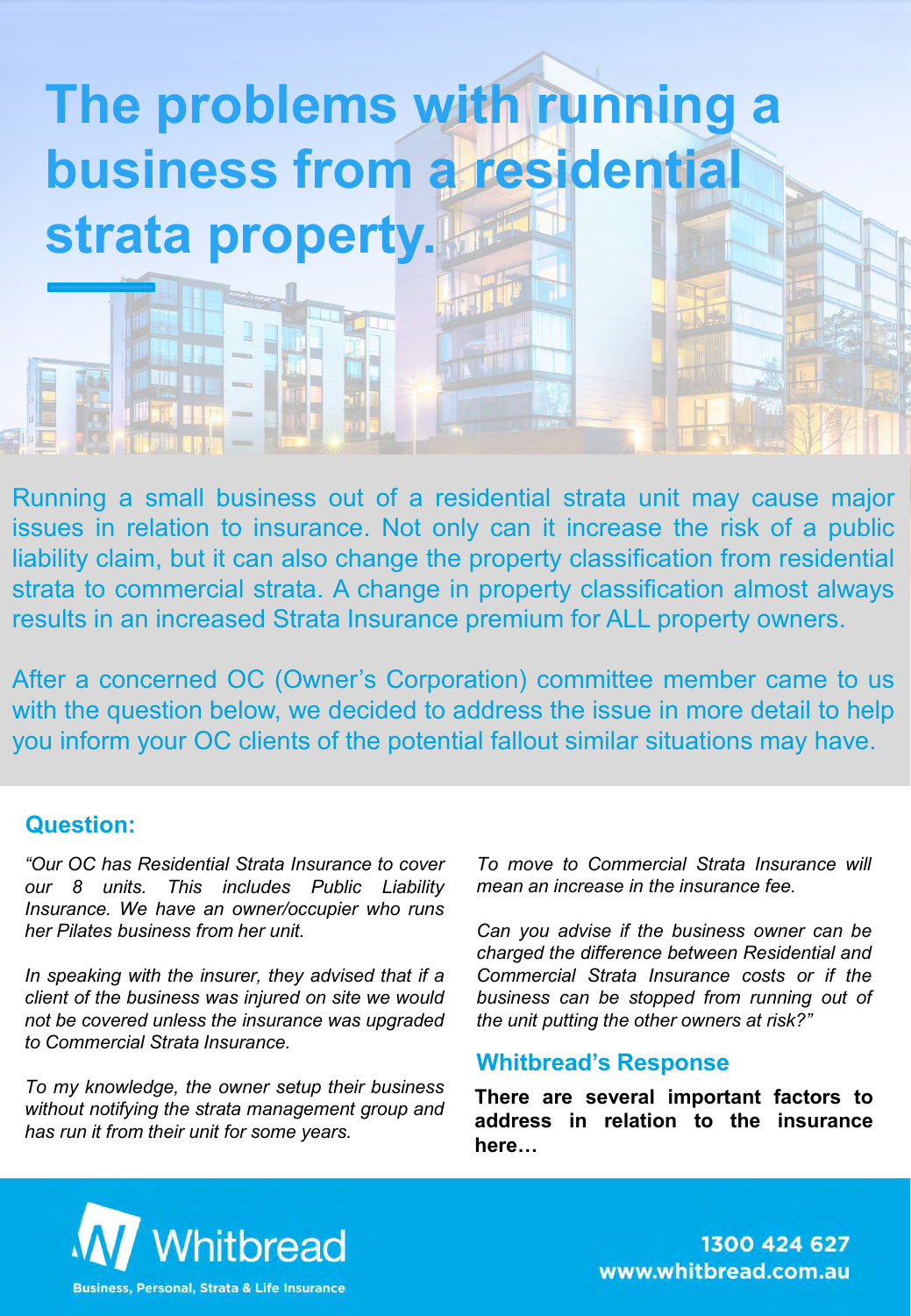# The problems with running a business from a residential strata property.

Running a small business out of a residential strata unit may cause major issues in relation to insurance. Not only can it increase the risk of a public liability claim, but it can also change the property classification from residential strata to commercial strata. A change in property classification almost always results in an increased Strata Insurance premium for ALL property owners.

After a concerned OC (Owner's Corporation) committee member came to us with the question below, we decided to address the issue in more detail to help you inform your OC clients of the potential fallout similar situations may have.

### Question:

*"Our OC has Residential Strata Insurance to cover our 8 units. This includes Public Liability Insurance. We have an owner/occupier who runs her Pilates business from her unit.*

*In speaking with the insurer, they advised that if a client of the business was injured on site we would not be covered unless the insurance was upgraded to Commercial Strata Insurance.*

*To my knowledge, the owner setup their business without notifying the strata management group and has run it from their unit for some years.*

*To move to Commercial Strata Insurance will mean an increase in the insurance fee.*

*Can you advise if the business owner can be charged the difference between Residential and Commercial Strata Insurance costs or if the business can be stopped from running out of the unit putting the other owners at risk?"*

### Whitbread's Response

**There are several important factors to address in relation to the insurance here…**

Whitbread

Business, Personal, Strata & Life Insurance

1300 424 627
www.whitbread.com.au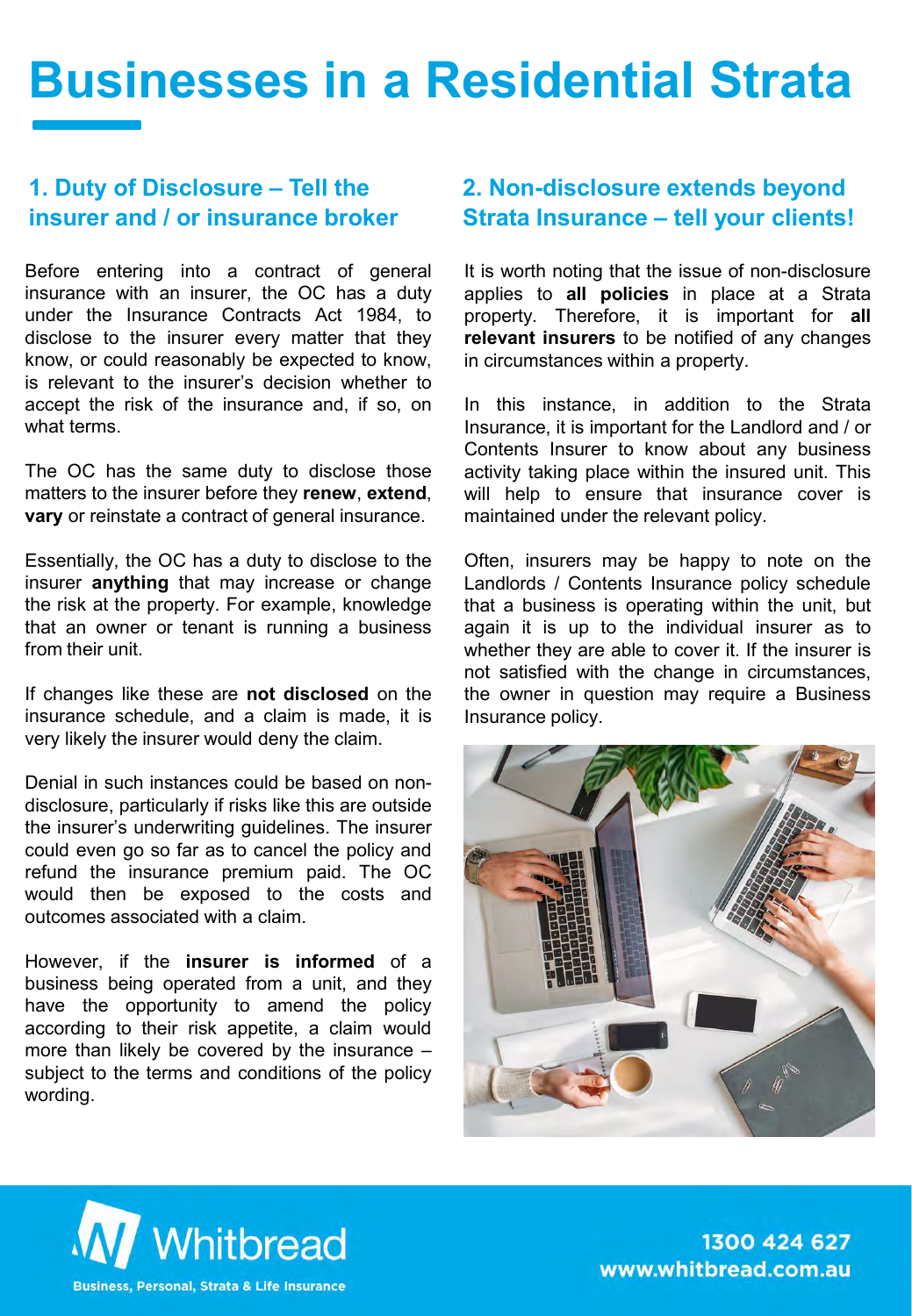# Businesses in a Residential Strata

## 1. Duty of Disclosure – Tell the insurer and / or insurance broker

Before entering into a contract of general insurance with an insurer, the OC has a duty under the Insurance Contracts Act 1984, to disclose to the insurer every matter that they know, or could reasonably be expected to know, is relevant to the insurer's decision whether to accept the risk of the insurance and, if so, on what terms.

The OC has the same duty to disclose those matters to the insurer before they **renew**, **extend**, **vary** or reinstate a contract of general insurance.

Essentially, the OC has a duty to disclose to the insurer **anything** that may increase or change the risk at the property. For example, knowledge that an owner or tenant is running a business from their unit.

If changes like these are **not disclosed** on the insurance schedule, and a claim is made, it is very likely the insurer would deny the claim.

Denial in such instances could be based on non-disclosure, particularly if risks like this are outside the insurer's underwriting guidelines. The insurer could even go so far as to cancel the policy and refund the insurance premium paid. The OC would then be exposed to the costs and outcomes associated with a claim.

However, if the **insurer is informed** of a business being operated from a unit, and they have the opportunity to amend the policy according to their risk appetite, a claim would more than likely be covered by the insurance – subject to the terms and conditions of the policy wording.

## 2. Non-disclosure extends beyond Strata Insurance – tell your clients!

It is worth noting that the issue of non-disclosure applies to **all policies** in place at a Strata property. Therefore, it is important for **all relevant insurers** to be notified of any changes in circumstances within a property.

In this instance, in addition to the Strata Insurance, it is important for the Landlord and / or Contents Insurer to know about any business activity taking place within the insured unit. This will help to ensure that insurance cover is maintained under the relevant policy.

Often, insurers may be happy to note on the Landlords / Contents Insurance policy schedule that a business is operating within the unit, but again it is up to the individual insurer as to whether they are able to cover it. If the insurer is not satisfied with the change in circumstances, the owner in question may require a Business Insurance policy.

Whitbread
Business, Personal, Strata & Life Insurance

1300 424 627
www.whitbread.com.au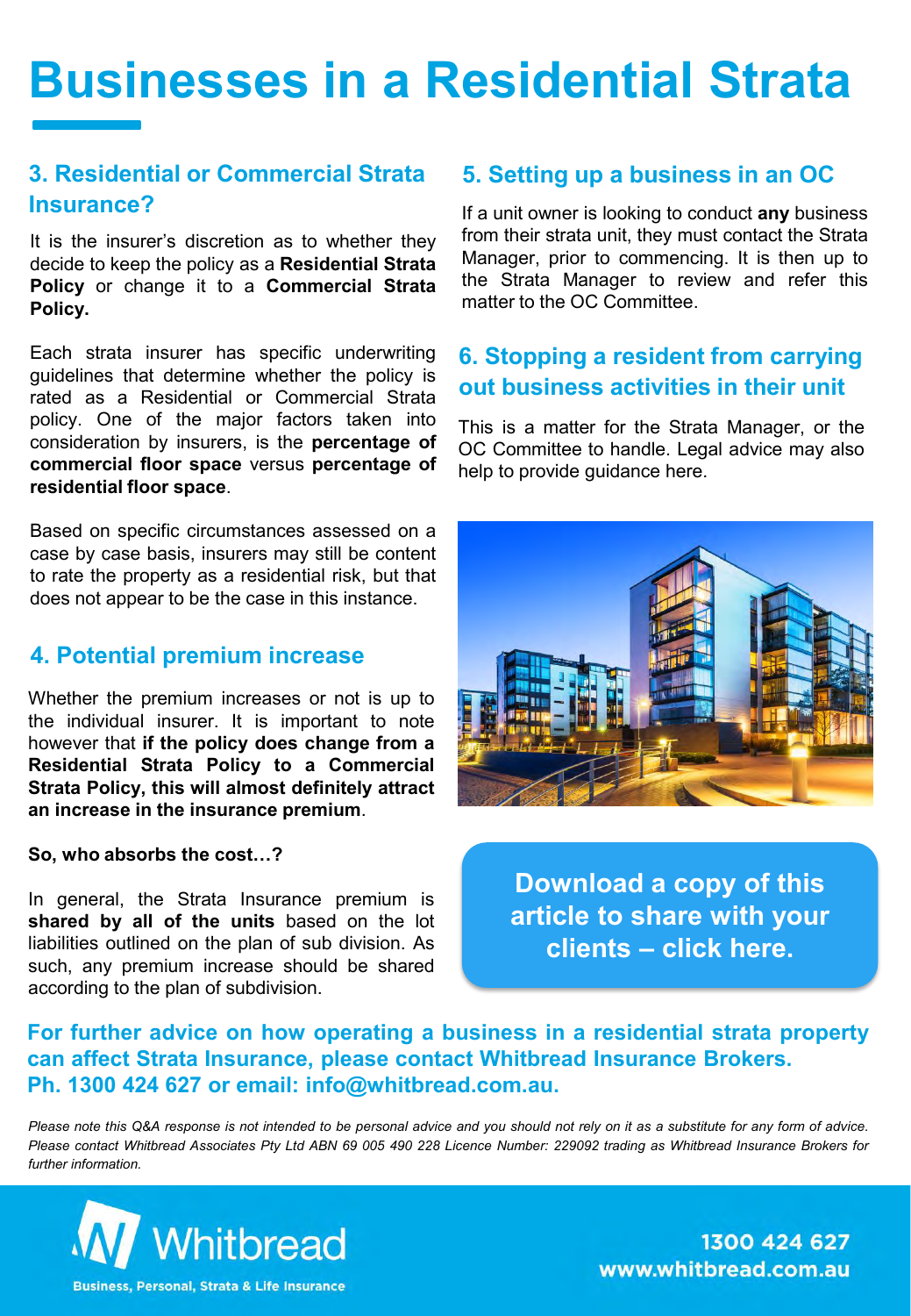# Businesses in a Residential Strata

## 3. Residential or Commercial Strata Insurance?

It is the insurer's discretion as to whether they decide to keep the policy as a **Residential Strata Policy** or change it to a **Commercial Strata Policy.**

Each strata insurer has specific underwriting guidelines that determine whether the policy is rated as a Residential or Commercial Strata policy. One of the major factors taken into consideration by insurers, is the **percentage of commercial floor space** versus **percentage of residential floor space**.

Based on specific circumstances assessed on a case by case basis, insurers may still be content to rate the property as a residential risk, but that does not appear to be the case in this instance.

## 4. Potential premium increase

Whether the premium increases or not is up to the individual insurer. It is important to note however that **if the policy does change from a Residential Strata Policy to a Commercial Strata Policy, this will almost definitely attract an increase in the insurance premium**.

**So, who absorbs the cost…?**

In general, the Strata Insurance premium is **shared by all of the units** based on the lot liabilities outlined on the plan of sub division. As such, any premium increase should be shared according to the plan of subdivision.

## 5. Setting up a business in an OC

If a unit owner is looking to conduct **any** business from their strata unit, they must contact the Strata Manager, prior to commencing. It is then up to the Strata Manager to review and refer this matter to the OC Committee.

## 6. Stopping a resident from carrying out business activities in their unit

This is a matter for the Strata Manager, or the OC Committee to handle. Legal advice may also help to provide guidance here.

**Download a copy of this article to share with your clients – click here.**

**For further advice on how operating a business in a residential strata property can affect Strata Insurance, please contact Whitbread Insurance Brokers. Ph. 1300 424 627 or email: info@whitbread.com.au.**

*Please note this Q&A response is not intended to be personal advice and you should not rely on it as a substitute for any form of advice. Please contact Whitbread Associates Pty Ltd ABN 69 005 490 228 Licence Number: 229092 trading as Whitbread Insurance Brokers for further information.*

Whitbread
Business, Personal, Strata & Life Insurance

1300 424 627
www.whitbread.com.au